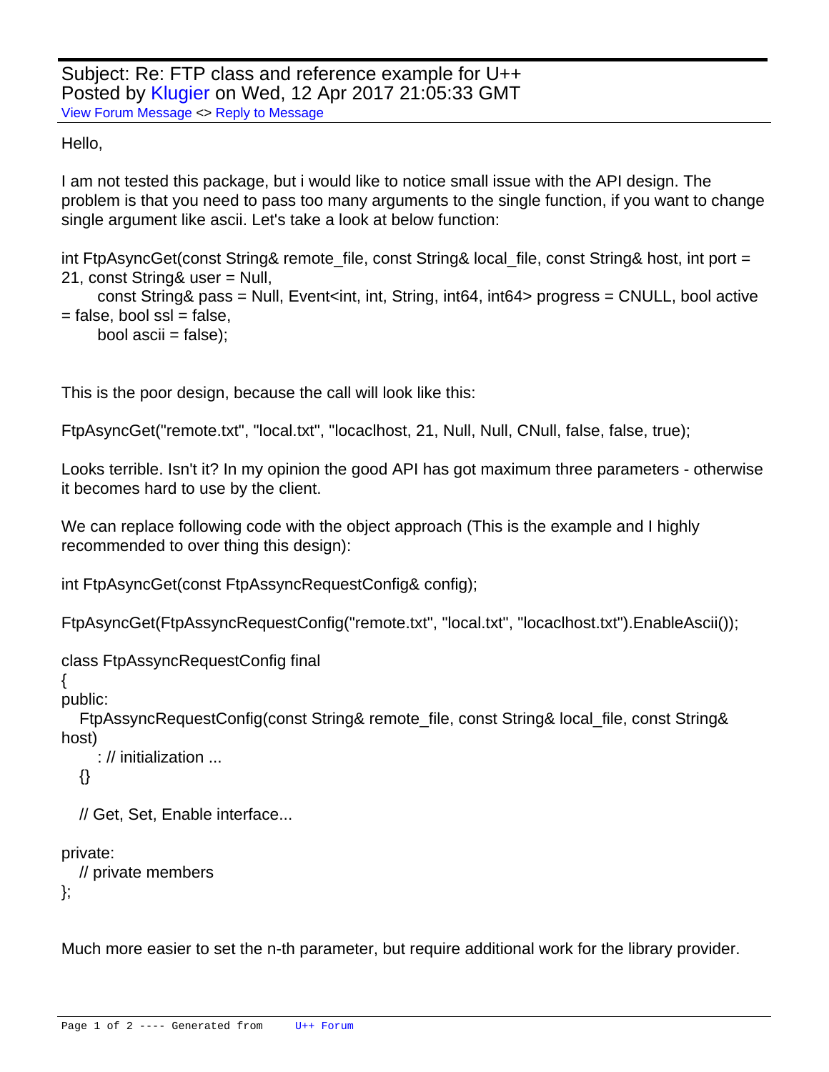Subject: Re: FTP class and reference example for U++
Posted by Klugier on Wed, 12 Apr 2017 21:05:33 GMT
View Forum Message <> Reply to Message

Hello,

I am not tested this package, but i would like to notice small issue with the API design. The problem is that you need to pass too many arguments to the single function, if you want to change single argument like ascii. Let's take a look at below function:

```
int FtpAsyncGet(const String& remote_file, const String& local_file, const String& host, int port = 21, const String& user = Null,
      const String& pass = Null, Event<int, int, String, int64, int64> progress = CNULL, bool active = false, bool ssl = false,
      bool ascii = false);
```

This is the poor design, because the call will look like this:

```
FtpAsyncGet("remote.txt", "local.txt", "locaclhost, 21, Null, Null, CNull, false, false, true);
```

Looks terrible. Isn't it? In my opinion the good API has got maximum three parameters - otherwise it becomes hard to use by the client.

We can replace following code with the object approach (This is the example and I highly recommended to over thing this design):

```
int FtpAsyncGet(const FtpAssyncRequestConfig& config);

FtpAsyncGet(FtpAssyncRequestConfig("remote.txt", "local.txt", "locaclhost.txt").EnableAscii());

class FtpAssyncRequestConfig final
{
public:
   FtpAssyncRequestConfig(const String& remote_file, const String& local_file, const String& host)
      : // initialization ...
   {}

   // Get, Set, Enable interface...

private:
   // private members
};
```

Much more easier to set the n-th parameter, but require additional work for the library provider.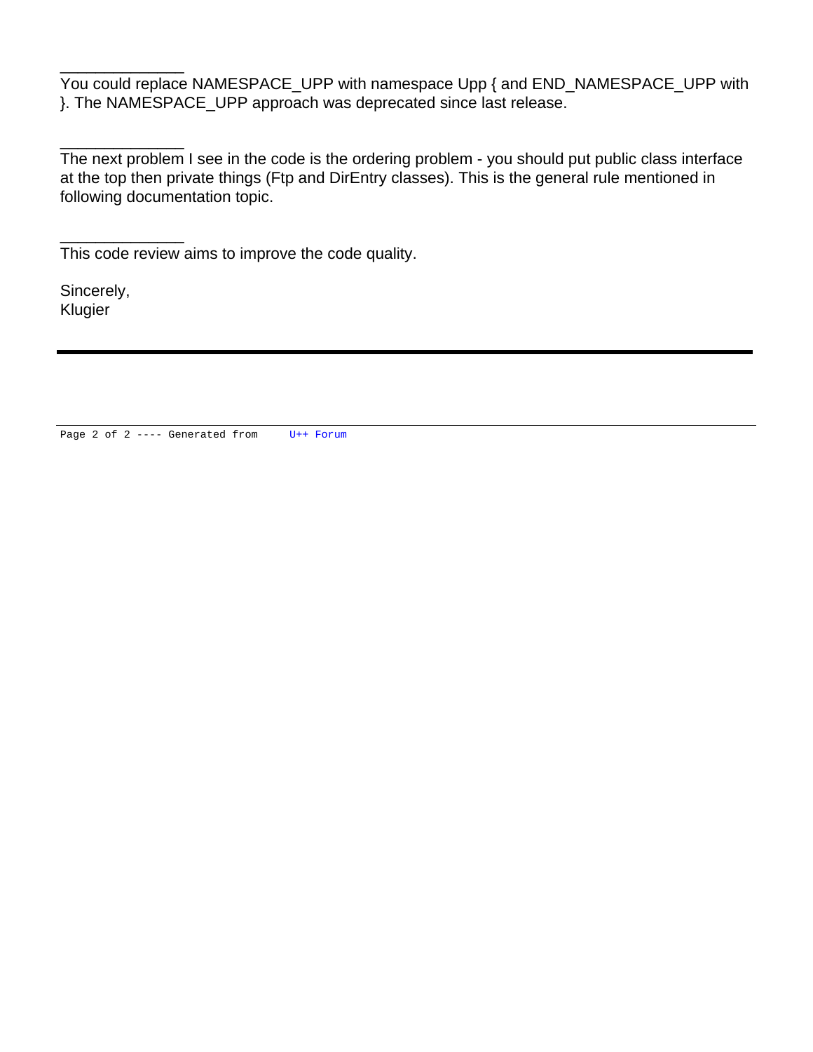______________
You could replace NAMESPACE_UPP with namespace Upp { and END_NAMESPACE_UPP with }. The NAMESPACE_UPP approach was deprecated since last release.

______________
The next problem I see in the code is the ordering problem - you should put public class interface at the top then private things (Ftp and DirEntry classes). This is the general rule mentioned in following documentation topic.

______________
This code review aims to improve the code quality.

Sincerely,
Klugier

---